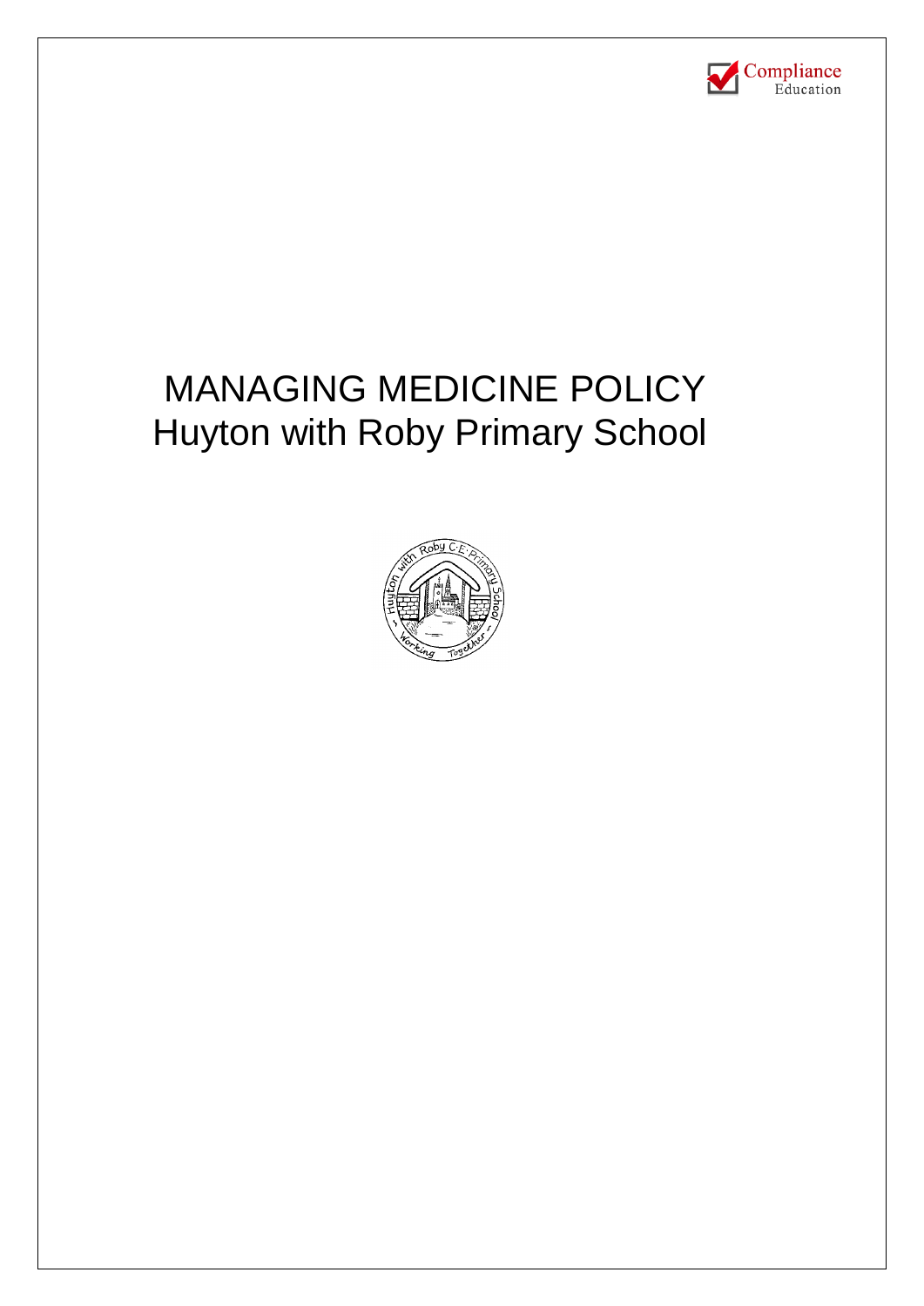# MANAGING MEDICINE POLICY
# Huyton with Roby Primary School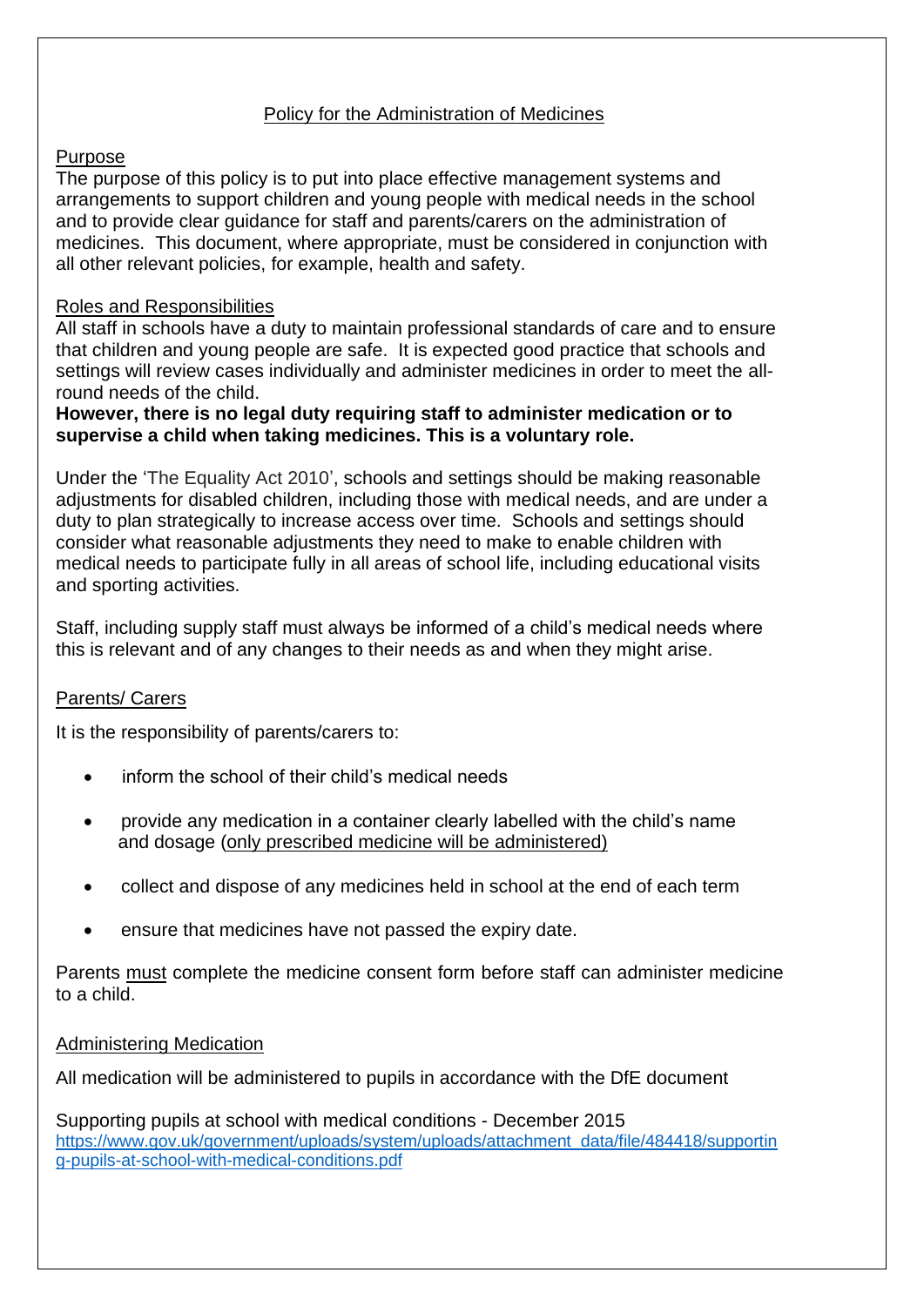## Policy for the Administration of Medicines

### Purpose

The purpose of this policy is to put into place effective management systems and arrangements to support children and young people with medical needs in the school and to provide clear guidance for staff and parents/carers on the administration of medicines. This document, where appropriate, must be considered in conjunction with all other relevant policies, for example, health and safety.

### Roles and Responsibilities

All staff in schools have a duty to maintain professional standards of care and to ensure that children and young people are safe. It is expected good practice that schools and settings will review cases individually and administer medicines in order to meet the all-round needs of the child.

**However, there is no legal duty requiring staff to administer medication or to supervise a child when taking medicines. This is a voluntary role.**

Under the 'The Equality Act 2010', schools and settings should be making reasonable adjustments for disabled children, including those with medical needs, and are under a duty to plan strategically to increase access over time. Schools and settings should consider what reasonable adjustments they need to make to enable children with medical needs to participate fully in all areas of school life, including educational visits and sporting activities.

Staff, including supply staff must always be informed of a child's medical needs where this is relevant and of any changes to their needs as and when they might arise.

### Parents/ Carers

It is the responsibility of parents/carers to:

- inform the school of their child's medical needs
- provide any medication in a container clearly labelled with the child's name and dosage (only prescribed medicine will be administered)
- collect and dispose of any medicines held in school at the end of each term
- ensure that medicines have not passed the expiry date.

Parents must complete the medicine consent form before staff can administer medicine to a child.

### Administering Medication

All medication will be administered to pupils in accordance with the DfE document

Supporting pupils at school with medical conditions - December 2015
https://www.gov.uk/government/uploads/system/uploads/attachment_data/file/484418/supporting-pupils-at-school-with-medical-conditions.pdf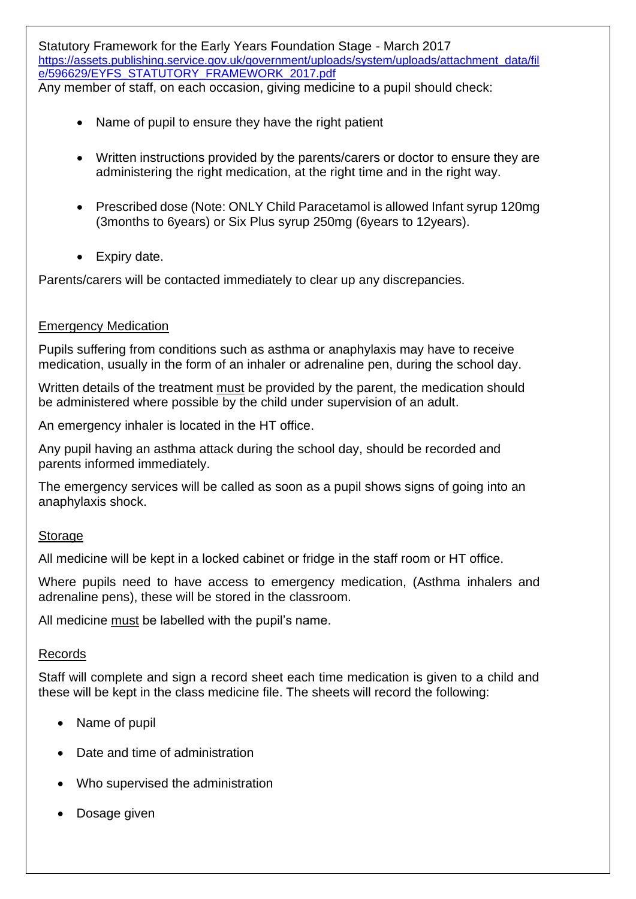Statutory Framework for the Early Years Foundation Stage - March 2017
https://assets.publishing.service.gov.uk/government/uploads/system/uploads/attachment_data/file/596629/EYFS_STATUTORY_FRAMEWORK_2017.pdf
Any member of staff, on each occasion, giving medicine to a pupil should check:

- Name of pupil to ensure they have the right patient
- Written instructions provided by the parents/carers or doctor to ensure they are administering the right medication, at the right time and in the right way.
- Prescribed dose (Note: ONLY Child Paracetamol is allowed Infant syrup 120mg (3months to 6years) or Six Plus syrup 250mg (6years to 12years).
- Expiry date.

Parents/carers will be contacted immediately to clear up any discrepancies.

<u>Emergency Medication</u>

Pupils suffering from conditions such as asthma or anaphylaxis may have to receive medication, usually in the form of an inhaler or adrenaline pen, during the school day.

Written details of the treatment <u>must</u> be provided by the parent, the medication should be administered where possible by the child under supervision of an adult.

An emergency inhaler is located in the HT office.

Any pupil having an asthma attack during the school day, should be recorded and parents informed immediately.

The emergency services will be called as soon as a pupil shows signs of going into an anaphylaxis shock.

<u>Storage</u>

All medicine will be kept in a locked cabinet or fridge in the staff room or HT office.

Where pupils need to have access to emergency medication, (Asthma inhalers and adrenaline pens), these will be stored in the classroom.

All medicine <u>must</u> be labelled with the pupil's name.

<u>Records</u>

Staff will complete and sign a record sheet each time medication is given to a child and these will be kept in the class medicine file. The sheets will record the following:

- Name of pupil
- Date and time of administration
- Who supervised the administration
- Dosage given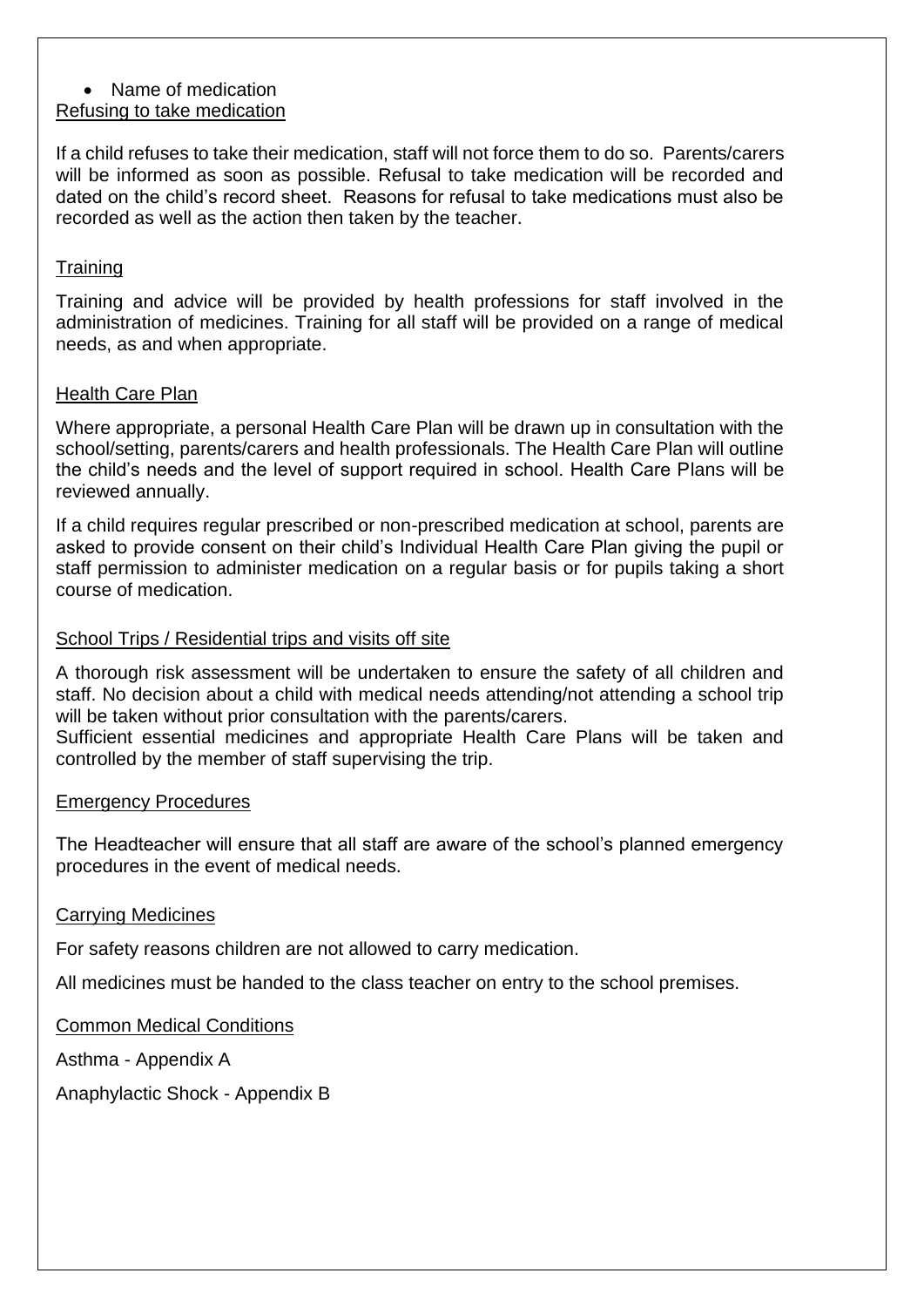- Name of medication

## Refusing to take medication

If a child refuses to take their medication, staff will not force them to do so. Parents/carers will be informed as soon as possible. Refusal to take medication will be recorded and dated on the child's record sheet. Reasons for refusal to take medications must also be recorded as well as the action then taken by the teacher.

## Training

Training and advice will be provided by health professions for staff involved in the administration of medicines. Training for all staff will be provided on a range of medical needs, as and when appropriate.

## Health Care Plan

Where appropriate, a personal Health Care Plan will be drawn up in consultation with the school/setting, parents/carers and health professionals. The Health Care Plan will outline the child's needs and the level of support required in school. Health Care Plans will be reviewed annually.

If a child requires regular prescribed or non-prescribed medication at school, parents are asked to provide consent on their child's Individual Health Care Plan giving the pupil or staff permission to administer medication on a regular basis or for pupils taking a short course of medication.

## School Trips / Residential trips and visits off site

A thorough risk assessment will be undertaken to ensure the safety of all children and staff. No decision about a child with medical needs attending/not attending a school trip will be taken without prior consultation with the parents/carers.
Sufficient essential medicines and appropriate Health Care Plans will be taken and controlled by the member of staff supervising the trip.

## Emergency Procedures

The Headteacher will ensure that all staff are aware of the school's planned emergency procedures in the event of medical needs.

## Carrying Medicines

For safety reasons children are not allowed to carry medication.

All medicines must be handed to the class teacher on entry to the school premises.

## Common Medical Conditions

Asthma - Appendix A

Anaphylactic Shock - Appendix B